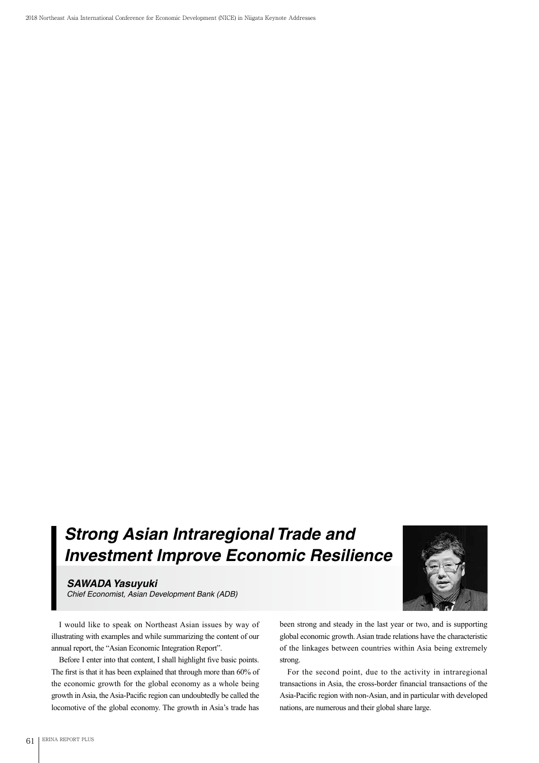# Strong Asian Intraregional Trade and Investment Improve Economic Resilience

***SAWADA Yasuyuki***
*Chief Economist, Asian Development Bank (ADB)*

I would like to speak on Northeast Asian issues by way of illustrating with examples and while summarizing the content of our annual report, the "Asian Economic Integration Report".

Before I enter into that content, I shall highlight five basic points. The first is that it has been explained that through more than 60% of the economic growth for the global economy as a whole being growth in Asia, the Asia-Pacific region can undoubtedly be called the locomotive of the global economy. The growth in Asia's trade has been strong and steady in the last year or two, and is supporting global economic growth. Asian trade relations have the characteristic of the linkages between countries within Asia being extremely strong.

For the second point, due to the activity in intraregional transactions in Asia, the cross-border financial transactions of the Asia-Pacific region with non-Asian, and in particular with developed nations, are numerous and their global share large.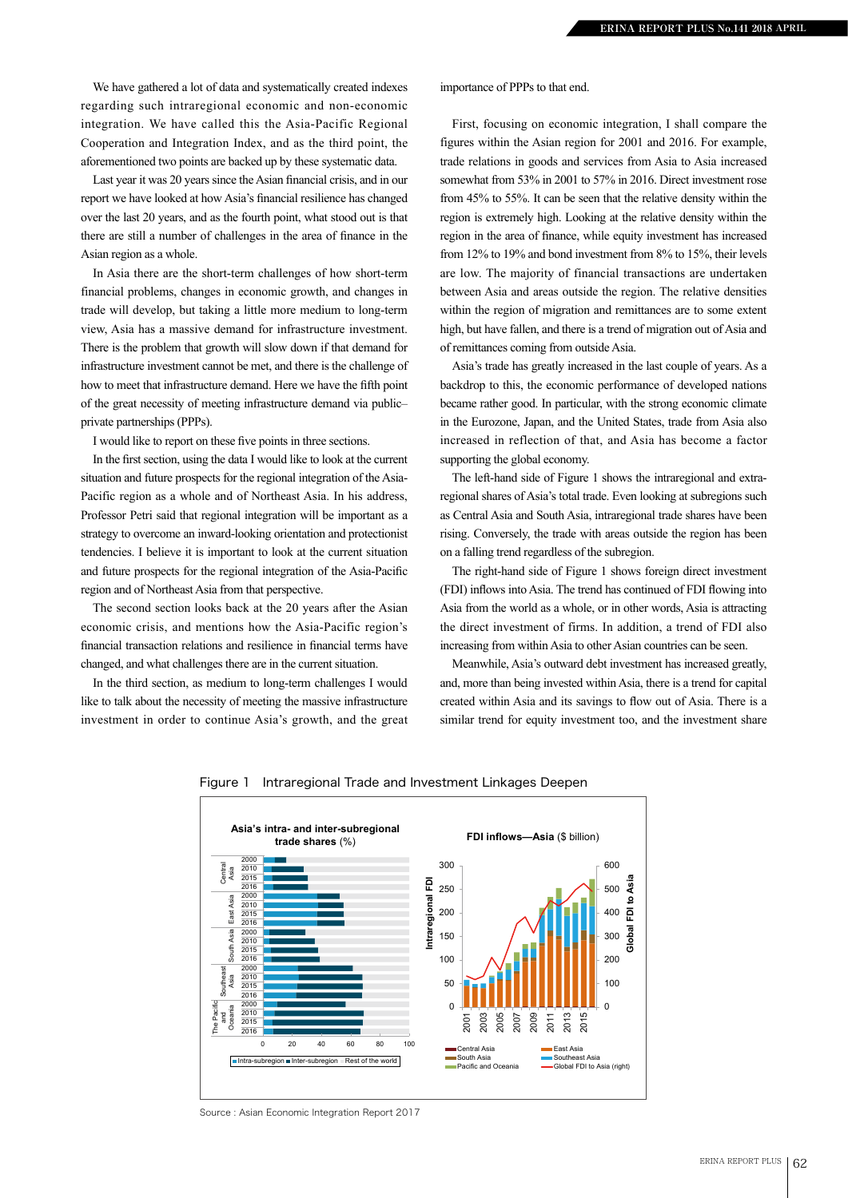We have gathered a lot of data and systematically created indexes regarding such intraregional economic and non-economic integration. We have called this the Asia-Pacific Regional Cooperation and Integration Index, and as the third point, the aforementioned two points are backed up by these systematic data.

Last year it was 20 years since the Asian financial crisis, and in our report we have looked at how Asia's financial resilience has changed over the last 20 years, and as the fourth point, what stood out is that there are still a number of challenges in the area of finance in the Asian region as a whole.

In Asia there are the short-term challenges of how short-term financial problems, changes in economic growth, and changes in trade will develop, but taking a little more medium to long-term view, Asia has a massive demand for infrastructure investment. There is the problem that growth will slow down if that demand for infrastructure investment cannot be met, and there is the challenge of how to meet that infrastructure demand. Here we have the fifth point of the great necessity of meeting infrastructure demand via public–private partnerships (PPPs).

I would like to report on these five points in three sections.

In the first section, using the data I would like to look at the current situation and future prospects for the regional integration of the Asia-Pacific region as a whole and of Northeast Asia. In his address, Professor Petri said that regional integration will be important as a strategy to overcome an inward-looking orientation and protectionist tendencies. I believe it is important to look at the current situation and future prospects for the regional integration of the Asia-Pacific region and of Northeast Asia from that perspective.

The second section looks back at the 20 years after the Asian economic crisis, and mentions how the Asia-Pacific region's financial transaction relations and resilience in financial terms have changed, and what challenges there are in the current situation.

In the third section, as medium to long-term challenges I would like to talk about the necessity of meeting the massive infrastructure investment in order to continue Asia's growth, and the great importance of PPPs to that end.

First, focusing on economic integration, I shall compare the figures within the Asian region for 2001 and 2016. For example, trade relations in goods and services from Asia to Asia increased somewhat from 53% in 2001 to 57% in 2016. Direct investment rose from 45% to 55%. It can be seen that the relative density within the region is extremely high. Looking at the relative density within the region in the area of finance, while equity investment has increased from 12% to 19% and bond investment from 8% to 15%, their levels are low. The majority of financial transactions are undertaken between Asia and areas outside the region. The relative densities within the region of migration and remittances are to some extent high, but have fallen, and there is a trend of migration out of Asia and of remittances coming from outside Asia.

Asia's trade has greatly increased in the last couple of years. As a backdrop to this, the economic performance of developed nations became rather good. In particular, with the strong economic climate in the Eurozone, Japan, and the United States, trade from Asia also increased in reflection of that, and Asia has become a factor supporting the global economy.

The left-hand side of Figure 1 shows the intraregional and extra-regional shares of Asia's total trade. Even looking at subregions such as Central Asia and South Asia, intraregional trade shares have been rising. Conversely, the trade with areas outside the region has been on a falling trend regardless of the subregion.

The right-hand side of Figure 1 shows foreign direct investment (FDI) inflows into Asia. The trend has continued of FDI flowing into Asia from the world as a whole, or in other words, Asia is attracting the direct investment of firms. In addition, a trend of FDI also increasing from within Asia to other Asian countries can be seen.

Meanwhile, Asia's outward debt investment has increased greatly, and, more than being invested within Asia, there is a trend for capital created within Asia and its savings to flow out of Asia. There is a similar trend for equity investment too, and the investment share

Figure 1 Intraregional Trade and Investment Linkages Deepen

Source : Asian Economic Integration Report 2017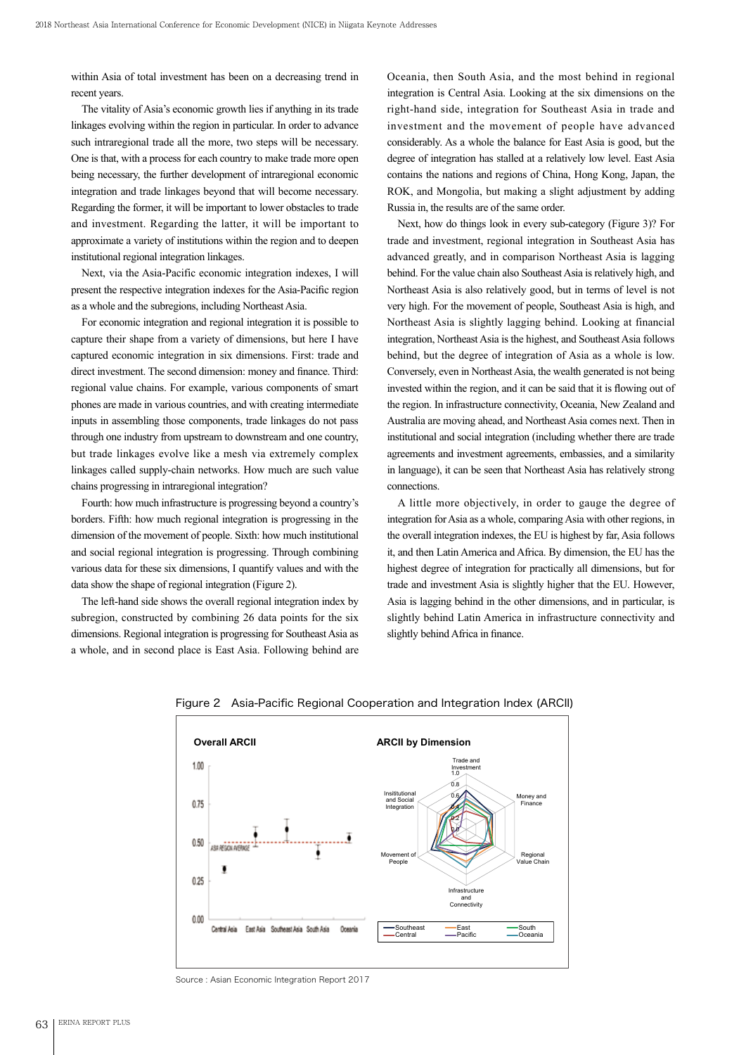within Asia of total investment has been on a decreasing trend in recent years.

The vitality of Asia's economic growth lies if anything in its trade linkages evolving within the region in particular. In order to advance such intraregional trade all the more, two steps will be necessary. One is that, with a process for each country to make trade more open being necessary, the further development of intraregional economic integration and trade linkages beyond that will become necessary. Regarding the former, it will be important to lower obstacles to trade and investment. Regarding the latter, it will be important to approximate a variety of institutions within the region and to deepen institutional regional integration linkages.

Next, via the Asia-Pacific economic integration indexes, I will present the respective integration indexes for the Asia-Pacific region as a whole and the subregions, including Northeast Asia.

For economic integration and regional integration it is possible to capture their shape from a variety of dimensions, but here I have captured economic integration in six dimensions. First: trade and direct investment. The second dimension: money and finance. Third: regional value chains. For example, various components of smart phones are made in various countries, and with creating intermediate inputs in assembling those components, trade linkages do not pass through one industry from upstream to downstream and one country, but trade linkages evolve like a mesh via extremely complex linkages called supply-chain networks. How much are such value chains progressing in intraregional integration?

Fourth: how much infrastructure is progressing beyond a country's borders. Fifth: how much regional integration is progressing in the dimension of the movement of people. Sixth: how much institutional and social regional integration is progressing. Through combining various data for these six dimensions, I quantify values and with the data show the shape of regional integration (Figure 2).

The left-hand side shows the overall regional integration index by subregion, constructed by combining 26 data points for the six dimensions. Regional integration is progressing for Southeast Asia as a whole, and in second place is East Asia. Following behind are Oceania, then South Asia, and the most behind in regional integration is Central Asia. Looking at the six dimensions on the right-hand side, integration for Southeast Asia in trade and investment and the movement of people have advanced considerably. As a whole the balance for East Asia is good, but the degree of integration has stalled at a relatively low level. East Asia contains the nations and regions of China, Hong Kong, Japan, the ROK, and Mongolia, but making a slight adjustment by adding Russia in, the results are of the same order.

Next, how do things look in every sub-category (Figure 3)? For trade and investment, regional integration in Southeast Asia has advanced greatly, and in comparison Northeast Asia is lagging behind. For the value chain also Southeast Asia is relatively high, and Northeast Asia is also relatively good, but in terms of level is not very high. For the movement of people, Southeast Asia is high, and Northeast Asia is slightly lagging behind. Looking at financial integration, Northeast Asia is the highest, and Southeast Asia follows behind, but the degree of integration of Asia as a whole is low. Conversely, even in Northeast Asia, the wealth generated is not being invested within the region, and it can be said that it is flowing out of the region. In infrastructure connectivity, Oceania, New Zealand and Australia are moving ahead, and Northeast Asia comes next. Then in institutional and social integration (including whether there are trade agreements and investment agreements, embassies, and a similarity in language), it can be seen that Northeast Asia has relatively strong connections.

A little more objectively, in order to gauge the degree of integration for Asia as a whole, comparing Asia with other regions, in the overall integration indexes, the EU is highest by far, Asia follows it, and then Latin America and Africa. By dimension, the EU has the highest degree of integration for practically all dimensions, but for trade and investment Asia is slightly higher that the EU. However, Asia is lagging behind in the other dimensions, and in particular, is slightly behind Latin America in infrastructure connectivity and slightly behind Africa in finance.

Figure 2 Asia-Pacific Regional Cooperation and Integration Index (ARCII)

Source : Asian Economic Integration Report 2017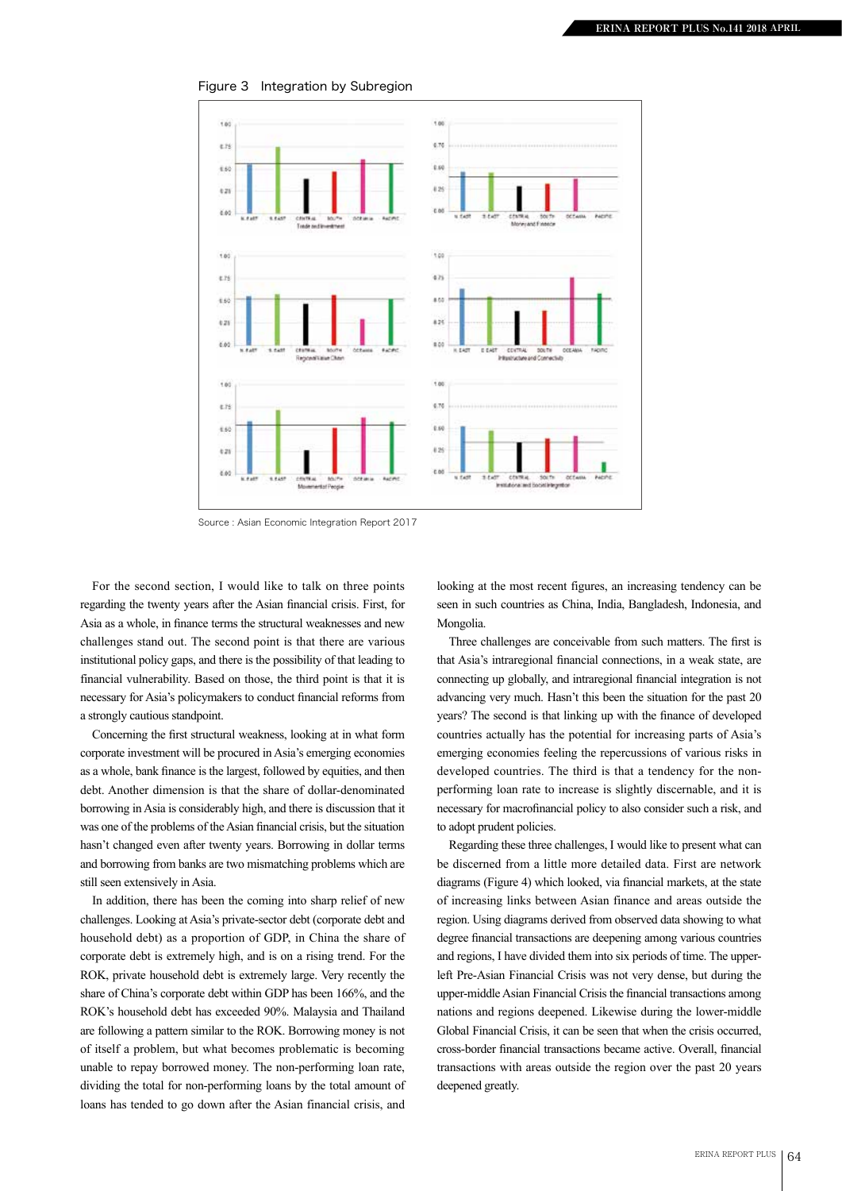Figure 3　Integration by Subregion

Source : Asian Economic Integration Report 2017

For the second section, I would like to talk on three points regarding the twenty years after the Asian financial crisis. First, for Asia as a whole, in finance terms the structural weaknesses and new challenges stand out. The second point is that there are various institutional policy gaps, and there is the possibility of that leading to financial vulnerability. Based on those, the third point is that it is necessary for Asia's policymakers to conduct financial reforms from a strongly cautious standpoint.

Concerning the first structural weakness, looking at in what form corporate investment will be procured in Asia's emerging economies as a whole, bank finance is the largest, followed by equities, and then debt. Another dimension is that the share of dollar-denominated borrowing in Asia is considerably high, and there is discussion that it was one of the problems of the Asian financial crisis, but the situation hasn't changed even after twenty years. Borrowing in dollar terms and borrowing from banks are two mismatching problems which are still seen extensively in Asia.

In addition, there has been the coming into sharp relief of new challenges. Looking at Asia's private-sector debt (corporate debt and household debt) as a proportion of GDP, in China the share of corporate debt is extremely high, and is on a rising trend. For the ROK, private household debt is extremely large. Very recently the share of China's corporate debt within GDP has been 166%, and the ROK's household debt has exceeded 90%. Malaysia and Thailand are following a pattern similar to the ROK. Borrowing money is not of itself a problem, but what becomes problematic is becoming unable to repay borrowed money. The non-performing loan rate, dividing the total for non-performing loans by the total amount of loans has tended to go down after the Asian financial crisis, and looking at the most recent figures, an increasing tendency can be seen in such countries as China, India, Bangladesh, Indonesia, and Mongolia.

Three challenges are conceivable from such matters. The first is that Asia's intraregional financial connections, in a weak state, are connecting up globally, and intraregional financial integration is not advancing very much. Hasn't this been the situation for the past 20 years? The second is that linking up with the finance of developed countries actually has the potential for increasing parts of Asia's emerging economies feeling the repercussions of various risks in developed countries. The third is that a tendency for the non-performing loan rate to increase is slightly discernable, and it is necessary for macrofinancial policy to also consider such a risk, and to adopt prudent policies.

Regarding these three challenges, I would like to present what can be discerned from a little more detailed data. First are network diagrams (Figure 4) which looked, via financial markets, at the state of increasing links between Asian finance and areas outside the region. Using diagrams derived from observed data showing to what degree financial transactions are deepening among various countries and regions, I have divided them into six periods of time. The upper-left Pre-Asian Financial Crisis was not very dense, but during the upper-middle Asian Financial Crisis the financial transactions among nations and regions deepened. Likewise during the lower-middle Global Financial Crisis, it can be seen that when the crisis occurred, cross-border financial transactions became active. Overall, financial transactions with areas outside the region over the past 20 years deepened greatly.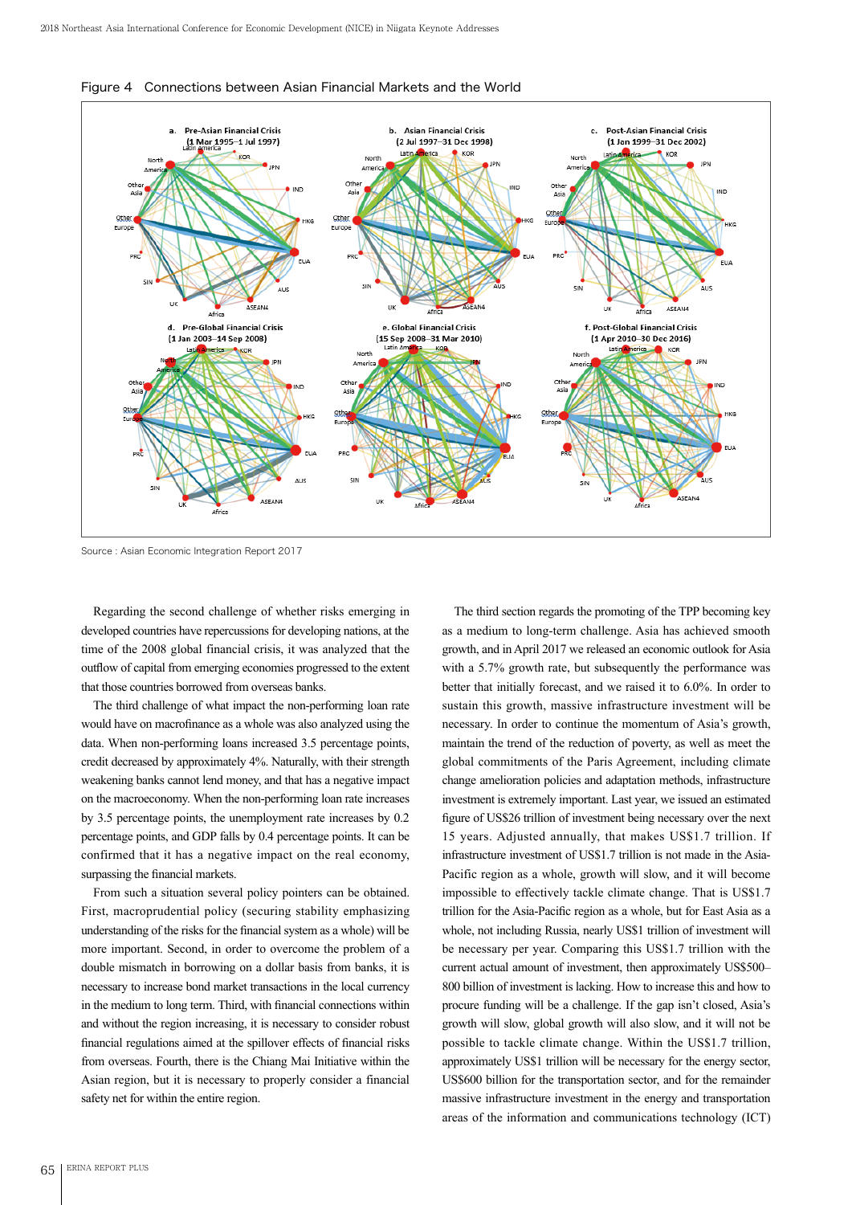Figure 4 Connections between Asian Financial Markets and the World

Source : Asian Economic Integration Report 2017

Regarding the second challenge of whether risks emerging in developed countries have repercussions for developing nations, at the time of the 2008 global financial crisis, it was analyzed that the outflow of capital from emerging economies progressed to the extent that those countries borrowed from overseas banks.

The third challenge of what impact the non-performing loan rate would have on macrofinance as a whole was also analyzed using the data. When non-performing loans increased 3.5 percentage points, credit decreased by approximately 4%. Naturally, with their strength weakening banks cannot lend money, and that has a negative impact on the macroeconomy. When the non-performing loan rate increases by 3.5 percentage points, the unemployment rate increases by 0.2 percentage points, and GDP falls by 0.4 percentage points. It can be confirmed that it has a negative impact on the real economy, surpassing the financial markets.

From such a situation several policy pointers can be obtained. First, macroprudential policy (securing stability emphasizing understanding of the risks for the financial system as a whole) will be more important. Second, in order to overcome the problem of a double mismatch in borrowing on a dollar basis from banks, it is necessary to increase bond market transactions in the local currency in the medium to long term. Third, with financial connections within and without the region increasing, it is necessary to consider robust financial regulations aimed at the spillover effects of financial risks from overseas. Fourth, there is the Chiang Mai Initiative within the Asian region, but it is necessary to properly consider a financial safety net for within the entire region.

The third section regards the promoting of the TPP becoming key as a medium to long-term challenge. Asia has achieved smooth growth, and in April 2017 we released an economic outlook for Asia with a 5.7% growth rate, but subsequently the performance was better that initially forecast, and we raised it to 6.0%. In order to sustain this growth, massive infrastructure investment will be necessary. In order to continue the momentum of Asia's growth, maintain the trend of the reduction of poverty, as well as meet the global commitments of the Paris Agreement, including climate change amelioration policies and adaptation methods, infrastructure investment is extremely important. Last year, we issued an estimated figure of US$26 trillion of investment being necessary over the next 15 years. Adjusted annually, that makes US$1.7 trillion. If infrastructure investment of US$1.7 trillion is not made in the Asia-Pacific region as a whole, growth will slow, and it will become impossible to effectively tackle climate change. That is US$1.7 trillion for the Asia-Pacific region as a whole, but for East Asia as a whole, not including Russia, nearly US$1 trillion of investment will be necessary per year. Comparing this US$1.7 trillion with the current actual amount of investment, then approximately US$500–800 billion of investment is lacking. How to increase this and how to procure funding will be a challenge. If the gap isn't closed, Asia's growth will slow, global growth will also slow, and it will not be possible to tackle climate change. Within the US$1.7 trillion, approximately US$1 trillion will be necessary for the energy sector, US$600 billion for the transportation sector, and for the remainder massive infrastructure investment in the energy and transportation areas of the information and communications technology (ICT)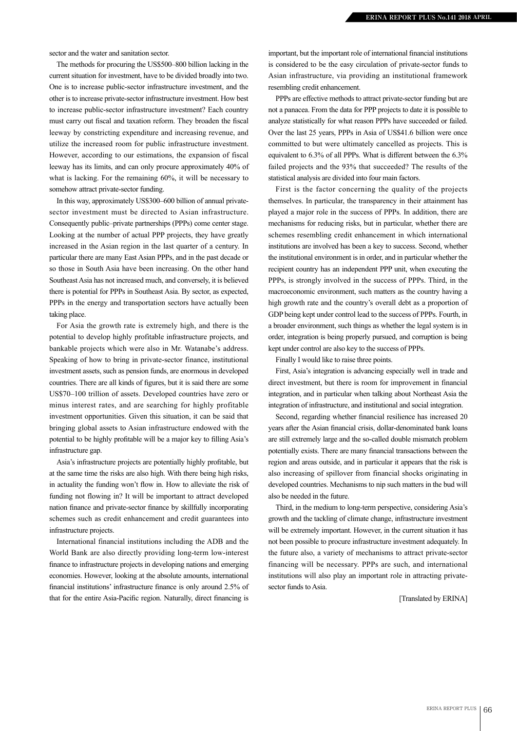sector and the water and sanitation sector.

The methods for procuring the US$500–800 billion lacking in the current situation for investment, have to be divided broadly into two. One is to increase public-sector infrastructure investment, and the other is to increase private-sector infrastructure investment. How best to increase public-sector infrastructure investment? Each country must carry out fiscal and taxation reform. They broaden the fiscal leeway by constricting expenditure and increasing revenue, and utilize the increased room for public infrastructure investment. However, according to our estimations, the expansion of fiscal leeway has its limits, and can only procure approximately 40% of what is lacking. For the remaining 60%, it will be necessary to somehow attract private-sector funding.

In this way, approximately US$300–600 billion of annual private-sector investment must be directed to Asian infrastructure. Consequently public–private partnerships (PPPs) come center stage. Looking at the number of actual PPP projects, they have greatly increased in the Asian region in the last quarter of a century. In particular there are many East Asian PPPs, and in the past decade or so those in South Asia have been increasing. On the other hand Southeast Asia has not increased much, and conversely, it is believed there is potential for PPPs in Southeast Asia. By sector, as expected, PPPs in the energy and transportation sectors have actually been taking place.

For Asia the growth rate is extremely high, and there is the potential to develop highly profitable infrastructure projects, and bankable projects which were also in Mr. Watanabe's address. Speaking of how to bring in private-sector finance, institutional investment assets, such as pension funds, are enormous in developed countries. There are all kinds of figures, but it is said there are some US$70–100 trillion of assets. Developed countries have zero or minus interest rates, and are searching for highly profitable investment opportunities. Given this situation, it can be said that bringing global assets to Asian infrastructure endowed with the potential to be highly profitable will be a major key to filling Asia's infrastructure gap.

Asia's infrastructure projects are potentially highly profitable, but at the same time the risks are also high. With there being high risks, in actuality the funding won't flow in. How to alleviate the risk of funding not flowing in? It will be important to attract developed nation finance and private-sector finance by skillfully incorporating schemes such as credit enhancement and credit guarantees into infrastructure projects.

International financial institutions including the ADB and the World Bank are also directly providing long-term low-interest finance to infrastructure projects in developing nations and emerging economies. However, looking at the absolute amounts, international financial institutions' infrastructure finance is only around 2.5% of that for the entire Asia-Pacific region. Naturally, direct financing is important, but the important role of international financial institutions is considered to be the easy circulation of private-sector funds to Asian infrastructure, via providing an institutional framework resembling credit enhancement.

PPPs are effective methods to attract private-sector funding but are not a panacea. From the data for PPP projects to date it is possible to analyze statistically for what reason PPPs have succeeded or failed. Over the last 25 years, PPPs in Asia of US$41.6 billion were once committed to but were ultimately cancelled as projects. This is equivalent to 6.3% of all PPPs. What is different between the 6.3% failed projects and the 93% that succeeded? The results of the statistical analysis are divided into four main factors.

First is the factor concerning the quality of the projects themselves. In particular, the transparency in their attainment has played a major role in the success of PPPs. In addition, there are mechanisms for reducing risks, but in particular, whether there are schemes resembling credit enhancement in which international institutions are involved has been a key to success. Second, whether the institutional environment is in order, and in particular whether the recipient country has an independent PPP unit, when executing the PPPs, is strongly involved in the success of PPPs. Third, in the macroeconomic environment, such matters as the country having a high growth rate and the country's overall debt as a proportion of GDP being kept under control lead to the success of PPPs. Fourth, in a broader environment, such things as whether the legal system is in order, integration is being properly pursued, and corruption is being kept under control are also key to the success of PPPs.

Finally I would like to raise three points.

First, Asia's integration is advancing especially well in trade and direct investment, but there is room for improvement in financial integration, and in particular when talking about Northeast Asia the integration of infrastructure, and institutional and social integration.

Second, regarding whether financial resilience has increased 20 years after the Asian financial crisis, dollar-denominated bank loans are still extremely large and the so-called double mismatch problem potentially exists. There are many financial transactions between the region and areas outside, and in particular it appears that the risk is also increasing of spillover from financial shocks originating in developed countries. Mechanisms to nip such matters in the bud will also be needed in the future.

Third, in the medium to long-term perspective, considering Asia's growth and the tackling of climate change, infrastructure investment will be extremely important. However, in the current situation it has not been possible to procure infrastructure investment adequately. In the future also, a variety of mechanisms to attract private-sector financing will be necessary. PPPs are such, and international institutions will also play an important role in attracting private-sector funds to Asia.

[Translated by ERINA]